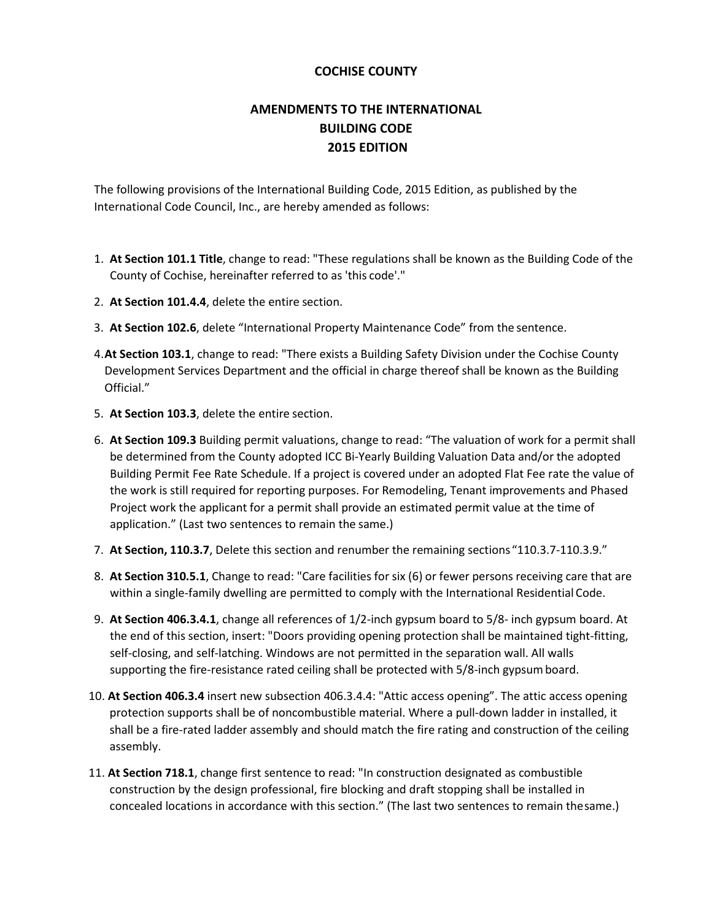# COCHISE COUNTY

## AMENDMENTS TO THE INTERNATIONAL BUILDING CODE 2015 EDITION

The following provisions of the International Building Code, 2015 Edition, as published by the International Code Council, Inc., are hereby amended as follows:

1. **At Section 101.1 Title**, change to read: "These regulations shall be known as the Building Code of the County of Cochise, hereinafter referred to as 'this code'."
2. **At Section 101.4.4**, delete the entire section.
3. **At Section 102.6**, delete "International Property Maintenance Code" from the sentence.
4. **At Section 103.1**, change to read: "There exists a Building Safety Division under the Cochise County Development Services Department and the official in charge thereof shall be known as the Building Official."
5. **At Section 103.3**, delete the entire section.
6. **At Section 109.3** Building permit valuations, change to read: "The valuation of work for a permit shall be determined from the County adopted ICC Bi-Yearly Building Valuation Data and/or the adopted Building Permit Fee Rate Schedule. If a project is covered under an adopted Flat Fee rate the value of the work is still required for reporting purposes. For Remodeling, Tenant improvements and Phased Project work the applicant for a permit shall provide an estimated permit value at the time of application." (Last two sentences to remain the same.)
7. **At Section, 110.3.7**, Delete this section and renumber the remaining sections "110.3.7-110.3.9."
8. **At Section 310.5.1**, Change to read: "Care facilities for six (6) or fewer persons receiving care that are within a single-family dwelling are permitted to comply with the International Residential Code.
9. **At Section 406.3.4.1**, change all references of 1/2-inch gypsum board to 5/8- inch gypsum board. At the end of this section, insert: "Doors providing opening protection shall be maintained tight-fitting, self-closing, and self-latching. Windows are not permitted in the separation wall. All walls supporting the fire-resistance rated ceiling shall be protected with 5/8-inch gypsum board.
10. **At Section 406.3.4** insert new subsection 406.3.4.4: "Attic access opening". The attic access opening protection supports shall be of noncombustible material. Where a pull-down ladder in installed, it shall be a fire-rated ladder assembly and should match the fire rating and construction of the ceiling assembly.
11. **At Section 718.1**, change first sentence to read: "In construction designated as combustible construction by the design professional, fire blocking and draft stopping shall be installed in concealed locations in accordance with this section." (The last two sentences to remain the same.)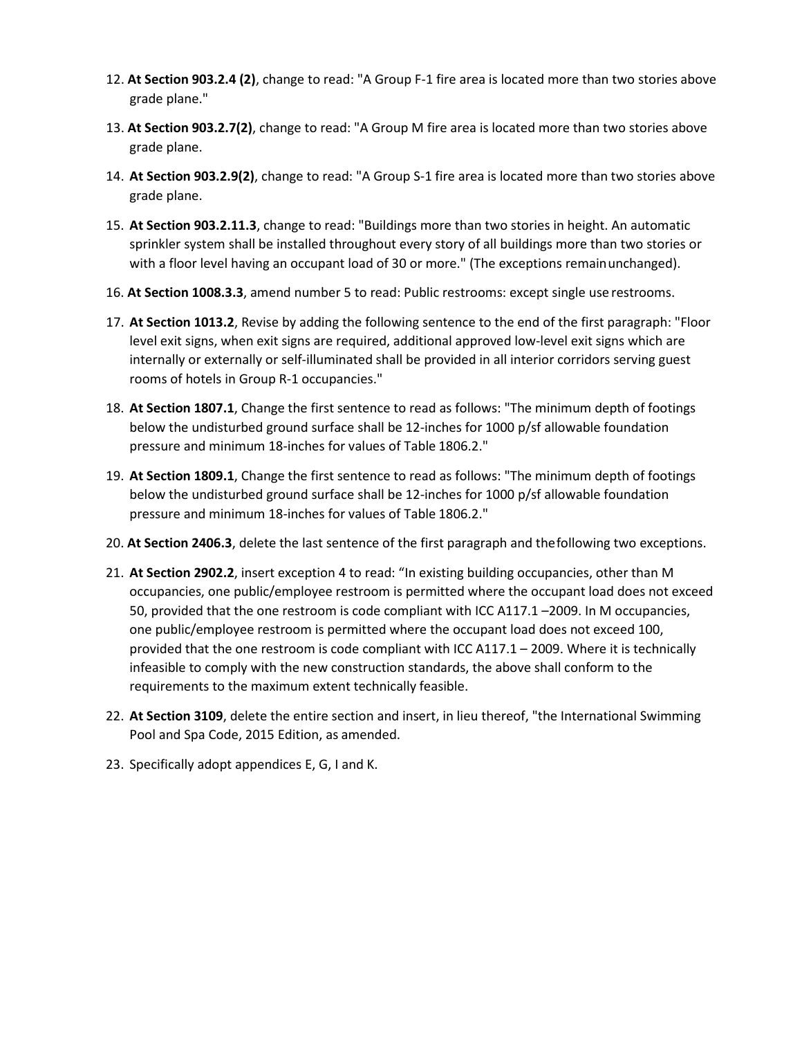12. **At Section 903.2.4 (2)**, change to read: "A Group F-1 fire area is located more than two stories above grade plane."

13. **At Section 903.2.7(2)**, change to read: "A Group M fire area is located more than two stories above grade plane.

14. **At Section 903.2.9(2)**, change to read: "A Group S-1 fire area is located more than two stories above grade plane.

15. **At Section 903.2.11.3**, change to read: "Buildings more than two stories in height. An automatic sprinkler system shall be installed throughout every story of all buildings more than two stories or with a floor level having an occupant load of 30 or more." (The exceptions remain unchanged).

16. **At Section 1008.3.3**, amend number 5 to read: Public restrooms: except single use restrooms.

17. **At Section 1013.2**, Revise by adding the following sentence to the end of the first paragraph: "Floor level exit signs, when exit signs are required, additional approved low-level exit signs which are internally or externally or self-illuminated shall be provided in all interior corridors serving guest rooms of hotels in Group R-1 occupancies."

18. **At Section 1807.1**, Change the first sentence to read as follows: "The minimum depth of footings below the undisturbed ground surface shall be 12-inches for 1000 p/sf allowable foundation pressure and minimum 18-inches for values of Table 1806.2."

19. **At Section 1809.1**, Change the first sentence to read as follows: "The minimum depth of footings below the undisturbed ground surface shall be 12-inches for 1000 p/sf allowable foundation pressure and minimum 18-inches for values of Table 1806.2."

20. **At Section 2406.3**, delete the last sentence of the first paragraph and the following two exceptions.

21. **At Section 2902.2**, insert exception 4 to read: "In existing building occupancies, other than M occupancies, one public/employee restroom is permitted where the occupant load does not exceed 50, provided that the one restroom is code compliant with ICC A117.1 –2009. In M occupancies, one public/employee restroom is permitted where the occupant load does not exceed 100, provided that the one restroom is code compliant with ICC A117.1 – 2009. Where it is technically infeasible to comply with the new construction standards, the above shall conform to the requirements to the maximum extent technically feasible.

22. **At Section 3109**, delete the entire section and insert, in lieu thereof, "the International Swimming Pool and Spa Code, 2015 Edition, as amended.

23. Specifically adopt appendices E, G, I and K.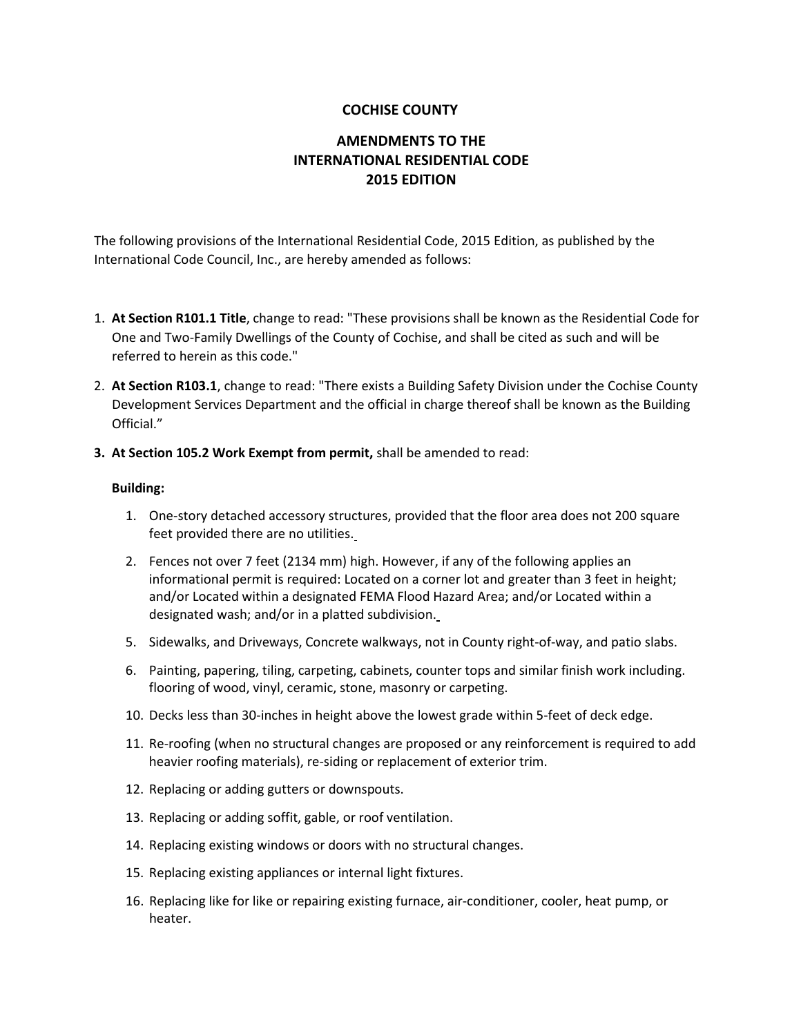# COCHISE COUNTY

## AMENDMENTS TO THE INTERNATIONAL RESIDENTIAL CODE 2015 EDITION

The following provisions of the International Residential Code, 2015 Edition, as published by the International Code Council, Inc., are hereby amended as follows:

1. **At Section R101.1 Title**, change to read: "These provisions shall be known as the Residential Code for One and Two-Family Dwellings of the County of Cochise, and shall be cited as such and will be referred to herein as this code."

2. **At Section R103.1**, change to read: "There exists a Building Safety Division under the Cochise County Development Services Department and the official in charge thereof shall be known as the Building Official."

3. **At Section 105.2 Work Exempt from permit,** shall be amended to read:

   **Building:**

   1. One-story detached accessory structures, provided that the floor area does not 200 square feet provided there are no utilities.
   2. Fences not over 7 feet (2134 mm) high. However, if any of the following applies an informational permit is required: Located on a corner lot and greater than 3 feet in height; and/or Located within a designated FEMA Flood Hazard Area; and/or Located within a designated wash; and/or in a platted subdivision.
   5. Sidewalks, and Driveways, Concrete walkways, not in County right-of-way, and patio slabs.
   6. Painting, papering, tiling, carpeting, cabinets, counter tops and similar finish work including. flooring of wood, vinyl, ceramic, stone, masonry or carpeting.
   10. Decks less than 30-inches in height above the lowest grade within 5-feet of deck edge.
   11. Re-roofing (when no structural changes are proposed or any reinforcement is required to add heavier roofing materials), re-siding or replacement of exterior trim.
   12. Replacing or adding gutters or downspouts.
   13. Replacing or adding soffit, gable, or roof ventilation.
   14. Replacing existing windows or doors with no structural changes.
   15. Replacing existing appliances or internal light fixtures.
   16. Replacing like for like or repairing existing furnace, air-conditioner, cooler, heat pump, or heater.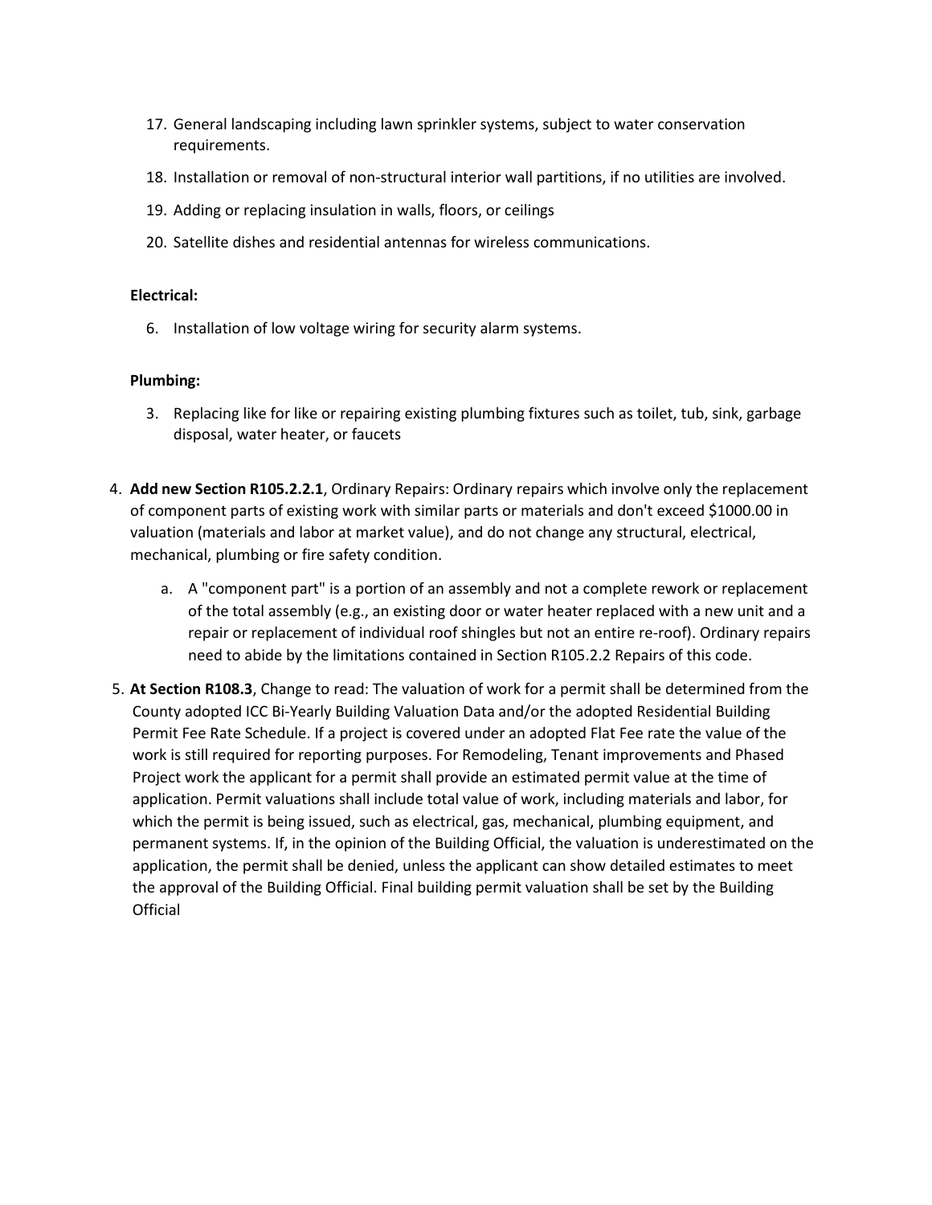17. General landscaping including lawn sprinkler systems, subject to water conservation requirements.
18. Installation or removal of non-structural interior wall partitions, if no utilities are involved.
19. Adding or replacing insulation in walls, floors, or ceilings
20. Satellite dishes and residential antennas for wireless communications.

**Electrical:**

6. Installation of low voltage wiring for security alarm systems.

**Plumbing:**

3. Replacing like for like or repairing existing plumbing fixtures such as toilet, tub, sink, garbage disposal, water heater, or faucets

4. **Add new Section R105.2.2.1**, Ordinary Repairs: Ordinary repairs which involve only the replacement of component parts of existing work with similar parts or materials and don't exceed $1000.00 in valuation (materials and labor at market value), and do not change any structural, electrical, mechanical, plumbing or fire safety condition.
   a. A "component part" is a portion of an assembly and not a complete rework or replacement of the total assembly (e.g., an existing door or water heater replaced with a new unit and a repair or replacement of individual roof shingles but not an entire re-roof). Ordinary repairs need to abide by the limitations contained in Section R105.2.2 Repairs of this code.
5. **At Section R108.3**, Change to read: The valuation of work for a permit shall be determined from the County adopted ICC Bi-Yearly Building Valuation Data and/or the adopted Residential Building Permit Fee Rate Schedule. If a project is covered under an adopted Flat Fee rate the value of the work is still required for reporting purposes. For Remodeling, Tenant improvements and Phased Project work the applicant for a permit shall provide an estimated permit value at the time of application. Permit valuations shall include total value of work, including materials and labor, for which the permit is being issued, such as electrical, gas, mechanical, plumbing equipment, and permanent systems. If, in the opinion of the Building Official, the valuation is underestimated on the application, the permit shall be denied, unless the applicant can show detailed estimates to meet the approval of the Building Official. Final building permit valuation shall be set by the Building Official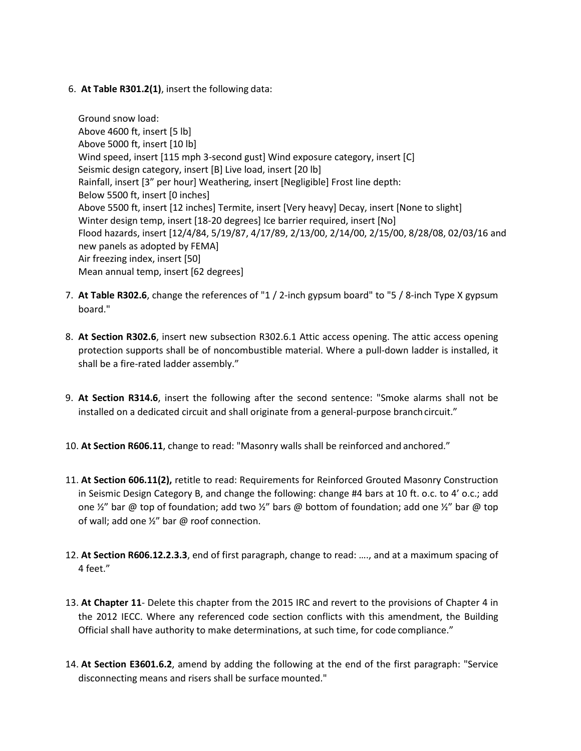6. **At Table R301.2(1)**, insert the following data:

   Ground snow load:
   Above 4600 ft, insert [5 lb]
   Above 5000 ft, insert [10 lb]
   Wind speed, insert [115 mph 3-second gust] Wind exposure category, insert [C]
   Seismic design category, insert [B] Live load, insert [20 lb]
   Rainfall, insert [3" per hour] Weathering, insert [Negligible] Frost line depth:
   Below 5500 ft, insert [0 inches]
   Above 5500 ft, insert [12 inches] Termite, insert [Very heavy] Decay, insert [None to slight]
   Winter design temp, insert [18-20 degrees] Ice barrier required, insert [No]
   Flood hazards, insert [12/4/84, 5/19/87, 4/17/89, 2/13/00, 2/14/00, 2/15/00, 8/28/08, 02/03/16 and new panels as adopted by FEMA]
   Air freezing index, insert [50]
   Mean annual temp, insert [62 degrees]

7. **At Table R302.6**, change the references of "1 / 2-inch gypsum board" to "5 / 8-inch Type X gypsum board."

8. **At Section R302.6**, insert new subsection R302.6.1 Attic access opening. The attic access opening protection supports shall be of noncombustible material. Where a pull-down ladder is installed, it shall be a fire-rated ladder assembly."

9. **At Section R314.6**, insert the following after the second sentence: "Smoke alarms shall not be installed on a dedicated circuit and shall originate from a general-purpose branch circuit."

10. **At Section R606.11**, change to read: "Masonry walls shall be reinforced and anchored."

11. **At Section 606.11(2),** retitle to read: Requirements for Reinforced Grouted Masonry Construction in Seismic Design Category B, and change the following: change #4 bars at 10 ft. o.c. to 4' o.c.; add one ½" bar @ top of foundation; add two ½" bars @ bottom of foundation; add one ½" bar @ top of wall; add one ½" bar @ roof connection.

12. **At Section R606.12.2.3.3**, end of first paragraph, change to read: …., and at a maximum spacing of 4 feet."

13. **At Chapter 11**- Delete this chapter from the 2015 IRC and revert to the provisions of Chapter 4 in the 2012 IECC. Where any referenced code section conflicts with this amendment, the Building Official shall have authority to make determinations, at such time, for code compliance."

14. **At Section E3601.6.2**, amend by adding the following at the end of the first paragraph: "Service disconnecting means and risers shall be surface mounted."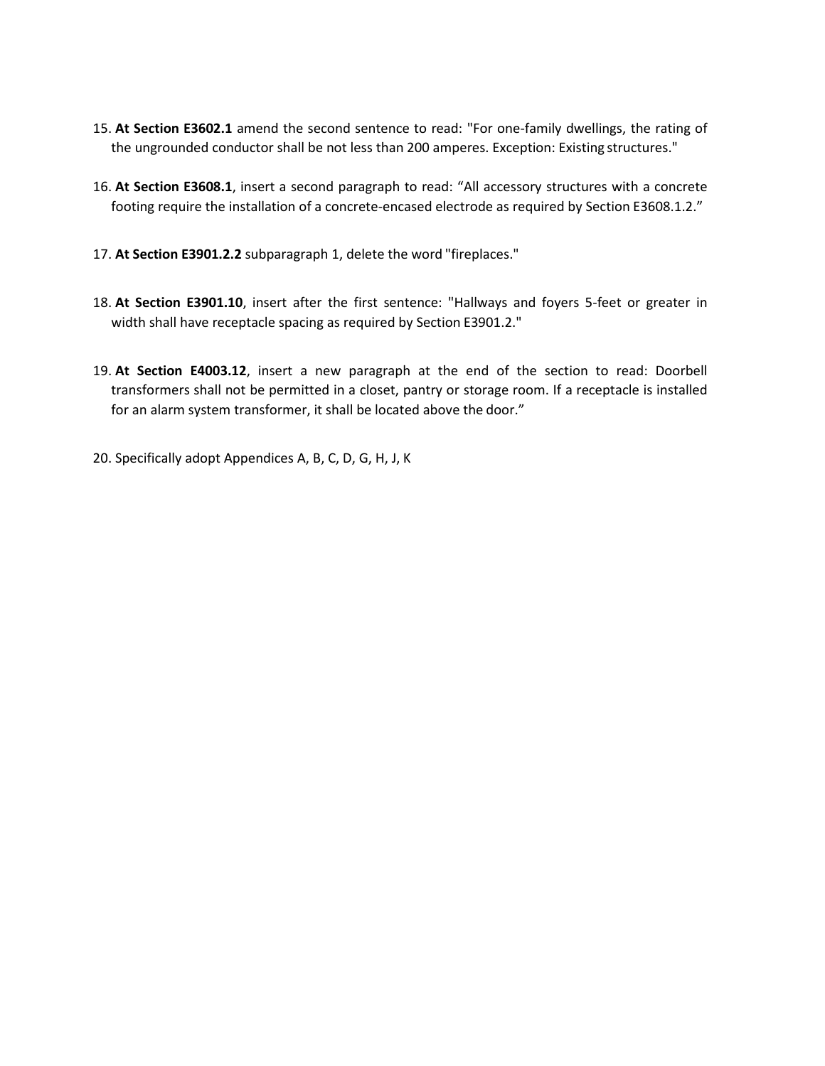15. **At Section E3602.1** amend the second sentence to read: "For one-family dwellings, the rating of the ungrounded conductor shall be not less than 200 amperes. Exception: Existing structures."

16. **At Section E3608.1**, insert a second paragraph to read: "All accessory structures with a concrete footing require the installation of a concrete-encased electrode as required by Section E3608.1.2."

17. **At Section E3901.2.2** subparagraph 1, delete the word "fireplaces."

18. **At Section E3901.10**, insert after the first sentence: "Hallways and foyers 5-feet or greater in width shall have receptacle spacing as required by Section E3901.2."

19. **At Section E4003.12**, insert a new paragraph at the end of the section to read: Doorbell transformers shall not be permitted in a closet, pantry or storage room. If a receptacle is installed for an alarm system transformer, it shall be located above the door."

20. Specifically adopt Appendices A, B, C, D, G, H, J, K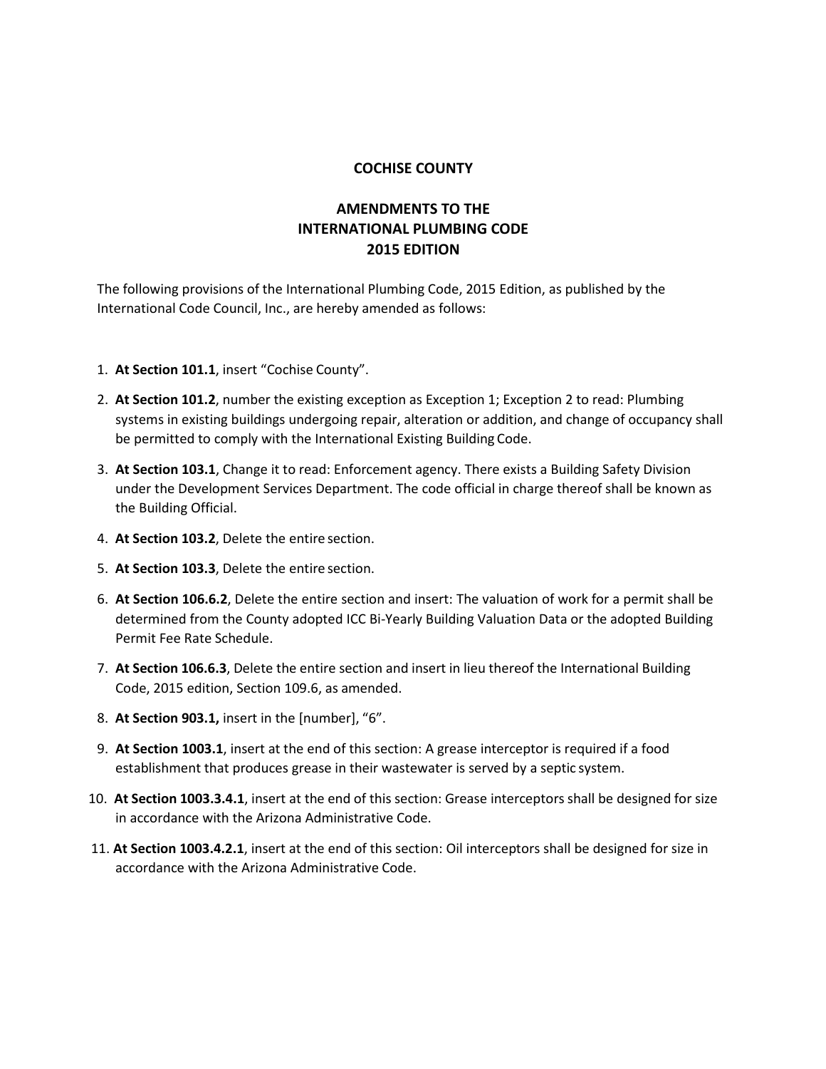**COCHISE COUNTY**

**AMENDMENTS TO THE INTERNATIONAL PLUMBING CODE 2015 EDITION**

The following provisions of the International Plumbing Code, 2015 Edition, as published by the International Code Council, Inc., are hereby amended as follows:

1. **At Section 101.1**, insert "Cochise County".
2. **At Section 101.2**, number the existing exception as Exception 1; Exception 2 to read: Plumbing systems in existing buildings undergoing repair, alteration or addition, and change of occupancy shall be permitted to comply with the International Existing Building Code.
3. **At Section 103.1**, Change it to read: Enforcement agency. There exists a Building Safety Division under the Development Services Department. The code official in charge thereof shall be known as the Building Official.
4. **At Section 103.2**, Delete the entire section.
5. **At Section 103.3**, Delete the entire section.
6. **At Section 106.6.2**, Delete the entire section and insert: The valuation of work for a permit shall be determined from the County adopted ICC Bi-Yearly Building Valuation Data or the adopted Building Permit Fee Rate Schedule.
7. **At Section 106.6.3**, Delete the entire section and insert in lieu thereof the International Building Code, 2015 edition, Section 109.6, as amended.
8. **At Section 903.1,** insert in the [number], "6".
9. **At Section 1003.1**, insert at the end of this section: A grease interceptor is required if a food establishment that produces grease in their wastewater is served by a septic system.
10. **At Section 1003.3.4.1**, insert at the end of this section: Grease interceptors shall be designed for size in accordance with the Arizona Administrative Code.
11. **At Section 1003.4.2.1**, insert at the end of this section: Oil interceptors shall be designed for size in accordance with the Arizona Administrative Code.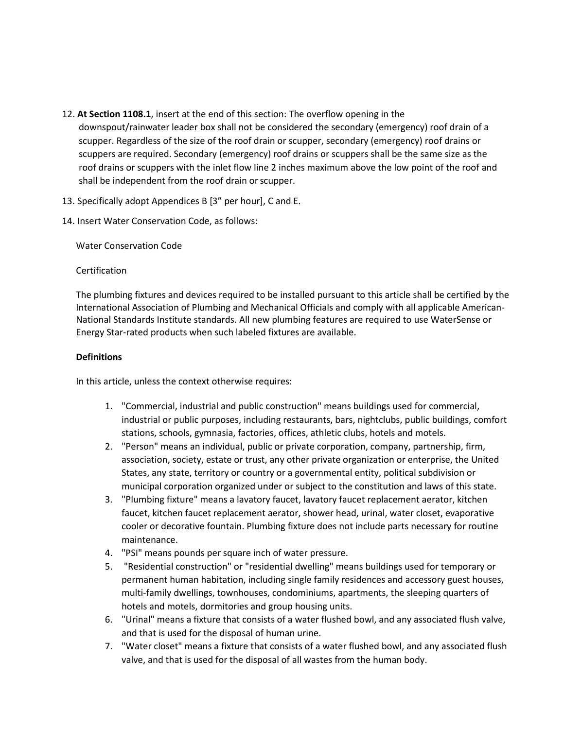12. **At Section 1108.1**, insert at the end of this section: The overflow opening in the downspout/rainwater leader box shall not be considered the secondary (emergency) roof drain of a scupper. Regardless of the size of the roof drain or scupper, secondary (emergency) roof drains or scuppers are required. Secondary (emergency) roof drains or scuppers shall be the same size as the roof drains or scuppers with the inlet flow line 2 inches maximum above the low point of the roof and shall be independent from the roof drain or scupper.

13. Specifically adopt Appendices B [3" per hour], C and E.

14. Insert Water Conservation Code, as follows:

Water Conservation Code

Certification

The plumbing fixtures and devices required to be installed pursuant to this article shall be certified by the International Association of Plumbing and Mechanical Officials and comply with all applicable American-National Standards Institute standards. All new plumbing features are required to use WaterSense or Energy Star-rated products when such labeled fixtures are available.

**Definitions**

In this article, unless the context otherwise requires:

1. "Commercial, industrial and public construction" means buildings used for commercial, industrial or public purposes, including restaurants, bars, nightclubs, public buildings, comfort stations, schools, gymnasia, factories, offices, athletic clubs, hotels and motels.
2. "Person" means an individual, public or private corporation, company, partnership, firm, association, society, estate or trust, any other private organization or enterprise, the United States, any state, territory or country or a governmental entity, political subdivision or municipal corporation organized under or subject to the constitution and laws of this state.
3. "Plumbing fixture" means a lavatory faucet, lavatory faucet replacement aerator, kitchen faucet, kitchen faucet replacement aerator, shower head, urinal, water closet, evaporative cooler or decorative fountain. Plumbing fixture does not include parts necessary for routine maintenance.
4. "PSI" means pounds per square inch of water pressure.
5. "Residential construction" or "residential dwelling" means buildings used for temporary or permanent human habitation, including single family residences and accessory guest houses, multi-family dwellings, townhouses, condominiums, apartments, the sleeping quarters of hotels and motels, dormitories and group housing units.
6. "Urinal" means a fixture that consists of a water flushed bowl, and any associated flush valve, and that is used for the disposal of human urine.
7. "Water closet" means a fixture that consists of a water flushed bowl, and any associated flush valve, and that is used for the disposal of all wastes from the human body.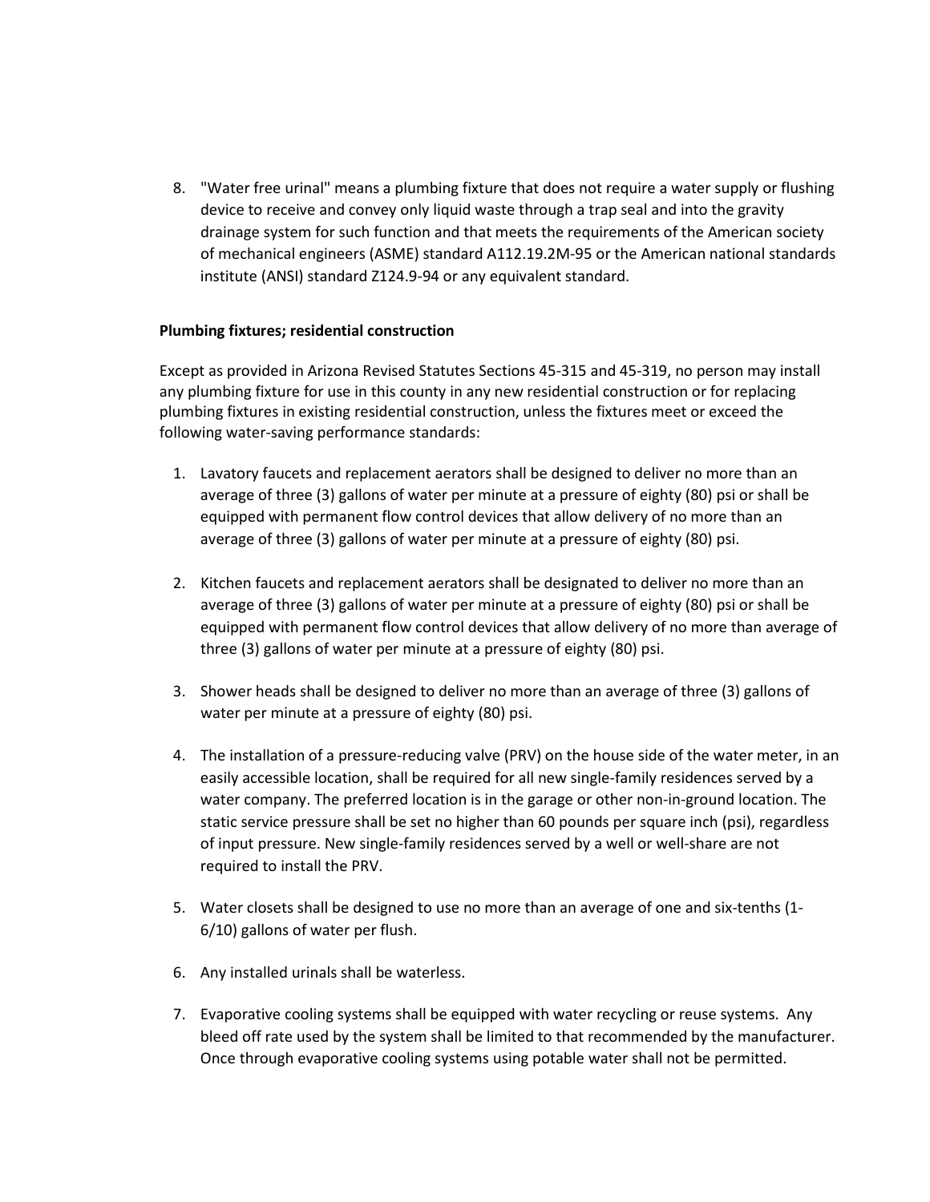8. "Water free urinal" means a plumbing fixture that does not require a water supply or flushing device to receive and convey only liquid waste through a trap seal and into the gravity drainage system for such function and that meets the requirements of the American society of mechanical engineers (ASME) standard A112.19.2M-95 or the American national standards institute (ANSI) standard Z124.9-94 or any equivalent standard.

**Plumbing fixtures; residential construction**

Except as provided in Arizona Revised Statutes Sections 45-315 and 45-319, no person may install any plumbing fixture for use in this county in any new residential construction or for replacing plumbing fixtures in existing residential construction, unless the fixtures meet or exceed the following water-saving performance standards:

1. Lavatory faucets and replacement aerators shall be designed to deliver no more than an average of three (3) gallons of water per minute at a pressure of eighty (80) psi or shall be equipped with permanent flow control devices that allow delivery of no more than an average of three (3) gallons of water per minute at a pressure of eighty (80) psi.

2. Kitchen faucets and replacement aerators shall be designated to deliver no more than an average of three (3) gallons of water per minute at a pressure of eighty (80) psi or shall be equipped with permanent flow control devices that allow delivery of no more than average of three (3) gallons of water per minute at a pressure of eighty (80) psi.

3. Shower heads shall be designed to deliver no more than an average of three (3) gallons of water per minute at a pressure of eighty (80) psi.

4. The installation of a pressure-reducing valve (PRV) on the house side of the water meter, in an easily accessible location, shall be required for all new single-family residences served by a water company. The preferred location is in the garage or other non-in-ground location. The static service pressure shall be set no higher than 60 pounds per square inch (psi), regardless of input pressure. New single-family residences served by a well or well-share are not required to install the PRV.

5. Water closets shall be designed to use no more than an average of one and six-tenths (1-6/10) gallons of water per flush.

6. Any installed urinals shall be waterless.

7. Evaporative cooling systems shall be equipped with water recycling or reuse systems. Any bleed off rate used by the system shall be limited to that recommended by the manufacturer. Once through evaporative cooling systems using potable water shall not be permitted.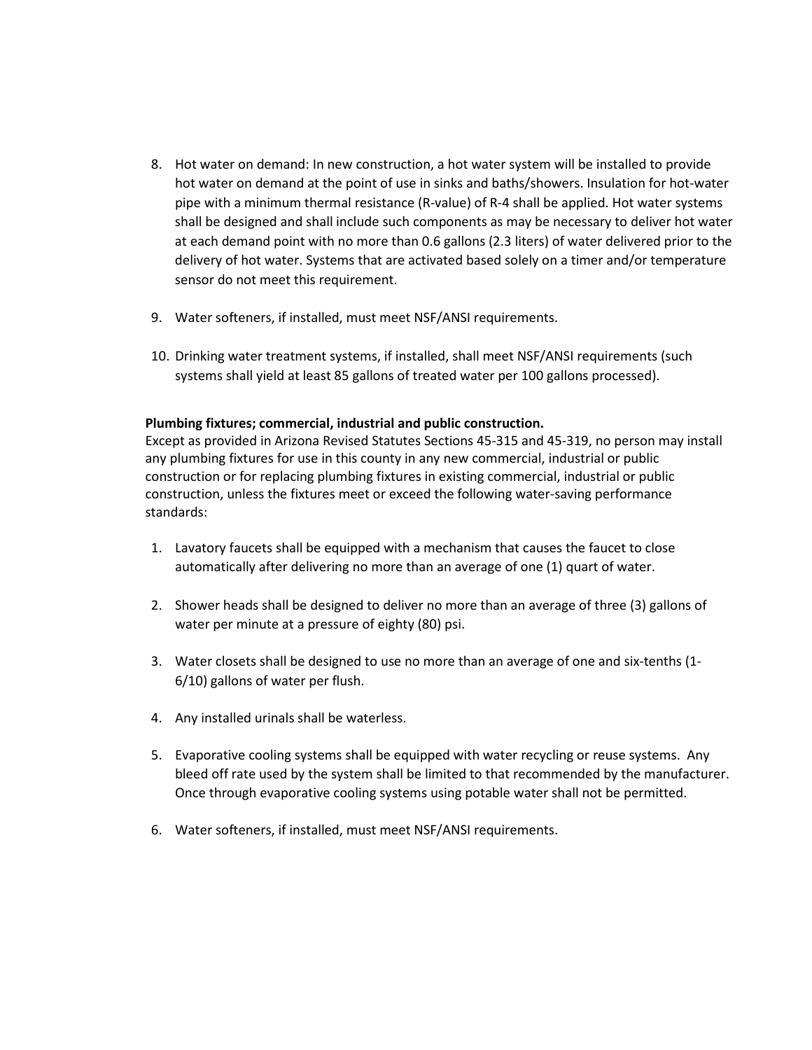8. Hot water on demand: In new construction, a hot water system will be installed to provide hot water on demand at the point of use in sinks and baths/showers. Insulation for hot-water pipe with a minimum thermal resistance (R-value) of R-4 shall be applied. Hot water systems shall be designed and shall include such components as may be necessary to deliver hot water at each demand point with no more than 0.6 gallons (2.3 liters) of water delivered prior to the delivery of hot water. Systems that are activated based solely on a timer and/or temperature sensor do not meet this requirement.

9. Water softeners, if installed, must meet NSF/ANSI requirements.

10. Drinking water treatment systems, if installed, shall meet NSF/ANSI requirements (such systems shall yield at least 85 gallons of treated water per 100 gallons processed).

**Plumbing fixtures; commercial, industrial and public construction.**
Except as provided in Arizona Revised Statutes Sections 45-315 and 45-319, no person may install any plumbing fixtures for use in this county in any new commercial, industrial or public construction or for replacing plumbing fixtures in existing commercial, industrial or public construction, unless the fixtures meet or exceed the following water-saving performance standards:

1. Lavatory faucets shall be equipped with a mechanism that causes the faucet to close automatically after delivering no more than an average of one (1) quart of water.

2. Shower heads shall be designed to deliver no more than an average of three (3) gallons of water per minute at a pressure of eighty (80) psi.

3. Water closets shall be designed to use no more than an average of one and six-tenths (1-6/10) gallons of water per flush.

4. Any installed urinals shall be waterless.

5. Evaporative cooling systems shall be equipped with water recycling or reuse systems. Any bleed off rate used by the system shall be limited to that recommended by the manufacturer. Once through evaporative cooling systems using potable water shall not be permitted.

6. Water softeners, if installed, must meet NSF/ANSI requirements.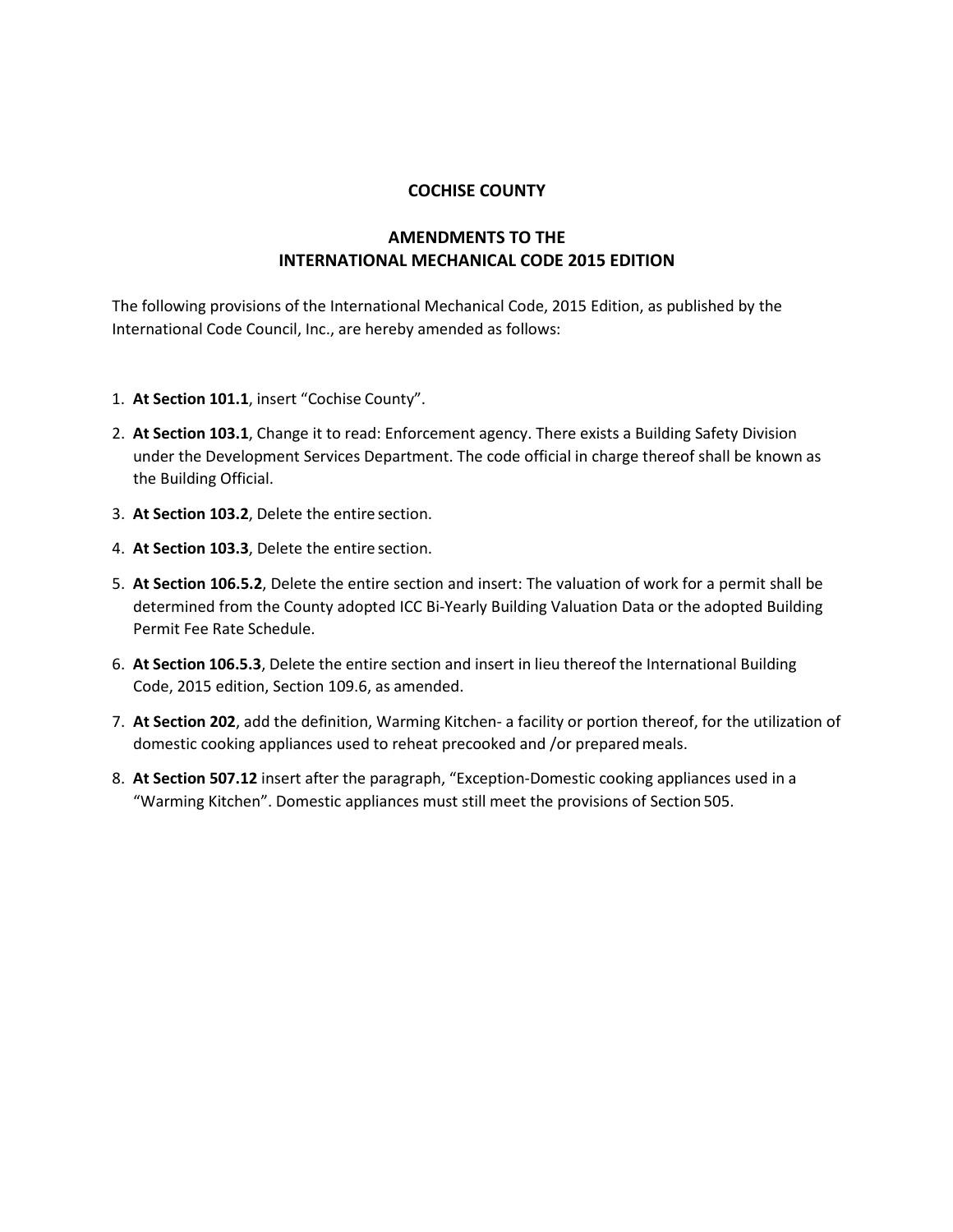# COCHISE COUNTY

## AMENDMENTS TO THE INTERNATIONAL MECHANICAL CODE 2015 EDITION

The following provisions of the International Mechanical Code, 2015 Edition, as published by the International Code Council, Inc., are hereby amended as follows:

1. **At Section 101.1**, insert "Cochise County".
2. **At Section 103.1**, Change it to read: Enforcement agency. There exists a Building Safety Division under the Development Services Department. The code official in charge thereof shall be known as the Building Official.
3. **At Section 103.2**, Delete the entire section.
4. **At Section 103.3**, Delete the entire section.
5. **At Section 106.5.2**, Delete the entire section and insert: The valuation of work for a permit shall be determined from the County adopted ICC Bi-Yearly Building Valuation Data or the adopted Building Permit Fee Rate Schedule.
6. **At Section 106.5.3**, Delete the entire section and insert in lieu thereof the International Building Code, 2015 edition, Section 109.6, as amended.
7. **At Section 202**, add the definition, Warming Kitchen- a facility or portion thereof, for the utilization of domestic cooking appliances used to reheat precooked and /or prepared meals.
8. **At Section 507.12** insert after the paragraph, "Exception-Domestic cooking appliances used in a "Warming Kitchen". Domestic appliances must still meet the provisions of Section 505.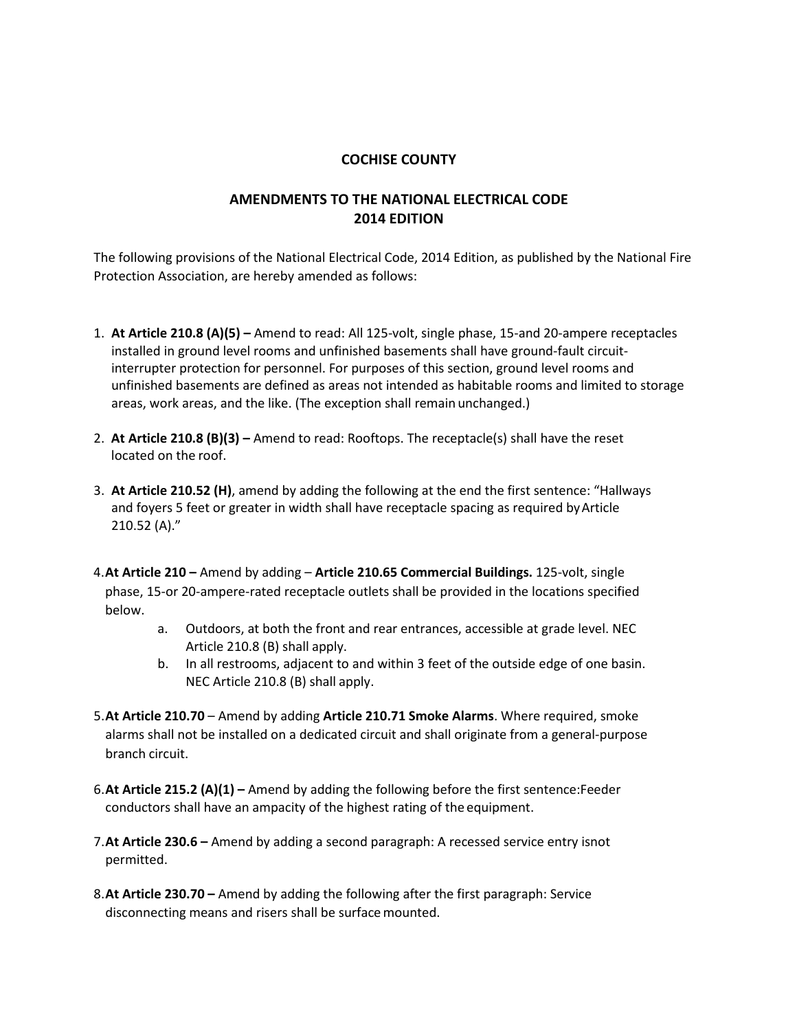**COCHISE COUNTY**

**AMENDMENTS TO THE NATIONAL ELECTRICAL CODE**
**2014 EDITION**

The following provisions of the National Electrical Code, 2014 Edition, as published by the National Fire Protection Association, are hereby amended as follows:

1. **At Article 210.8 (A)(5) –** Amend to read: All 125-volt, single phase, 15-and 20-ampere receptacles installed in ground level rooms and unfinished basements shall have ground-fault circuit-interrupter protection for personnel. For purposes of this section, ground level rooms and unfinished basements are defined as areas not intended as habitable rooms and limited to storage areas, work areas, and the like. (The exception shall remain unchanged.)

2. **At Article 210.8 (B)(3) –** Amend to read: Rooftops. The receptacle(s) shall have the reset located on the roof.

3. **At Article 210.52 (H)**, amend by adding the following at the end the first sentence: "Hallways and foyers 5 feet or greater in width shall have receptacle spacing as required by Article 210.52 (A)."

4. **At Article 210 –** Amend by adding – **Article 210.65 Commercial Buildings.** 125-volt, single phase, 15-or 20-ampere-rated receptacle outlets shall be provided in the locations specified below.
    a. Outdoors, at both the front and rear entrances, accessible at grade level. NEC Article 210.8 (B) shall apply.
    b. In all restrooms, adjacent to and within 3 feet of the outside edge of one basin. NEC Article 210.8 (B) shall apply.

5. **At Article 210.70** – Amend by adding **Article 210.71 Smoke Alarms**. Where required, smoke alarms shall not be installed on a dedicated circuit and shall originate from a general-purpose branch circuit.

6. **At Article 215.2 (A)(1) –** Amend by adding the following before the first sentence: Feeder conductors shall have an ampacity of the highest rating of the equipment.

7. **At Article 230.6 –** Amend by adding a second paragraph: A recessed service entry is not permitted.

8. **At Article 230.70 –** Amend by adding the following after the first paragraph: Service disconnecting means and risers shall be surface mounted.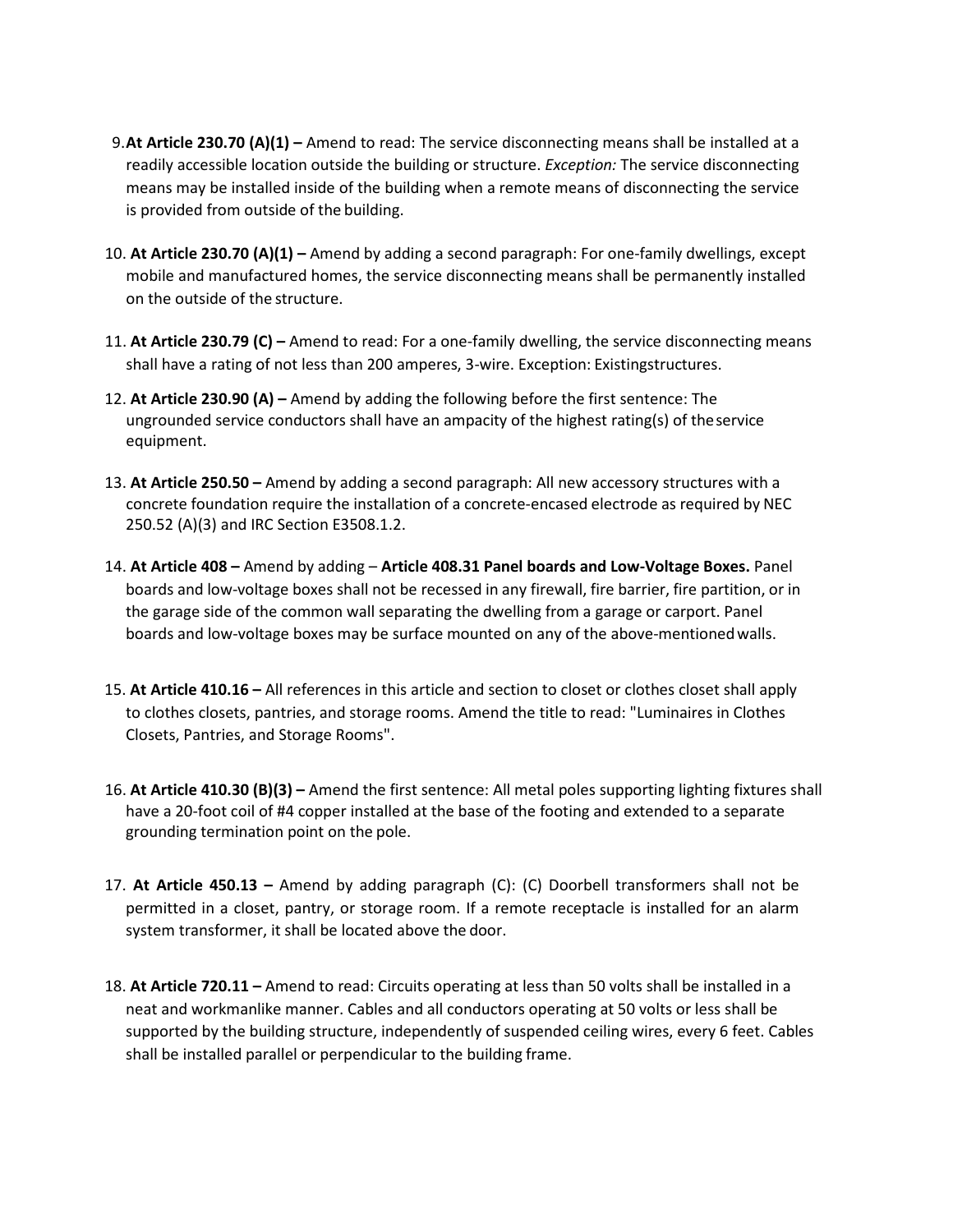9. **At Article 230.70 (A)(1) –** Amend to read: The service disconnecting means shall be installed at a readily accessible location outside the building or structure. *Exception:* The service disconnecting means may be installed inside of the building when a remote means of disconnecting the service is provided from outside of the building.

10. **At Article 230.70 (A)(1) –** Amend by adding a second paragraph: For one-family dwellings, except mobile and manufactured homes, the service disconnecting means shall be permanently installed on the outside of the structure.

11. **At Article 230.79 (C) –** Amend to read: For a one-family dwelling, the service disconnecting means shall have a rating of not less than 200 amperes, 3-wire. Exception: Existingstructures.

12. **At Article 230.90 (A) –** Amend by adding the following before the first sentence: The ungrounded service conductors shall have an ampacity of the highest rating(s) of theservice equipment.

13. **At Article 250.50 –** Amend by adding a second paragraph: All new accessory structures with a concrete foundation require the installation of a concrete-encased electrode as required by NEC 250.52 (A)(3) and IRC Section E3508.1.2.

14. **At Article 408 –** Amend by adding – **Article 408.31 Panel boards and Low-Voltage Boxes.** Panel boards and low-voltage boxes shall not be recessed in any firewall, fire barrier, fire partition, or in the garage side of the common wall separating the dwelling from a garage or carport. Panel boards and low-voltage boxes may be surface mounted on any of the above-mentionedwalls.

15. **At Article 410.16 –** All references in this article and section to closet or clothes closet shall apply to clothes closets, pantries, and storage rooms. Amend the title to read: "Luminaires in Clothes Closets, Pantries, and Storage Rooms".

16. **At Article 410.30 (B)(3) –** Amend the first sentence: All metal poles supporting lighting fixtures shall have a 20-foot coil of #4 copper installed at the base of the footing and extended to a separate grounding termination point on the pole.

17. **At Article 450.13 –** Amend by adding paragraph (C): (C) Doorbell transformers shall not be permitted in a closet, pantry, or storage room. If a remote receptacle is installed for an alarm system transformer, it shall be located above the door.

18. **At Article 720.11 –** Amend to read: Circuits operating at less than 50 volts shall be installed in a neat and workmanlike manner. Cables and all conductors operating at 50 volts or less shall be supported by the building structure, independently of suspended ceiling wires, every 6 feet. Cables shall be installed parallel or perpendicular to the building frame.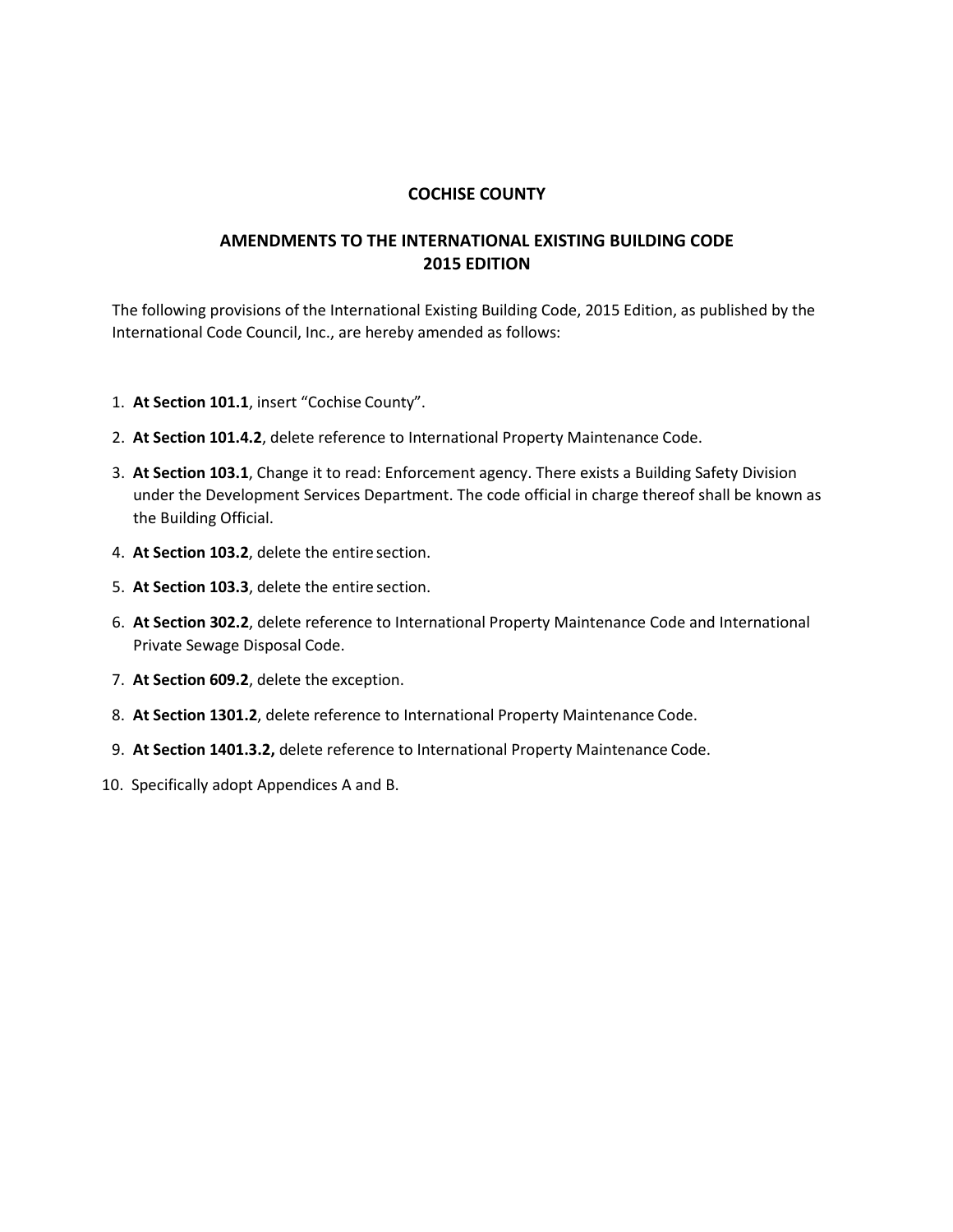# COCHISE COUNTY

## AMENDMENTS TO THE INTERNATIONAL EXISTING BUILDING CODE 2015 EDITION

The following provisions of the International Existing Building Code, 2015 Edition, as published by the International Code Council, Inc., are hereby amended as follows:

1. **At Section 101.1**, insert "Cochise County".
2. **At Section 101.4.2**, delete reference to International Property Maintenance Code.
3. **At Section 103.1**, Change it to read: Enforcement agency. There exists a Building Safety Division under the Development Services Department. The code official in charge thereof shall be known as the Building Official.
4. **At Section 103.2**, delete the entire section.
5. **At Section 103.3**, delete the entire section.
6. **At Section 302.2**, delete reference to International Property Maintenance Code and International Private Sewage Disposal Code.
7. **At Section 609.2**, delete the exception.
8. **At Section 1301.2**, delete reference to International Property Maintenance Code.
9. **At Section 1401.3.2,** delete reference to International Property Maintenance Code.
10. Specifically adopt Appendices A and B.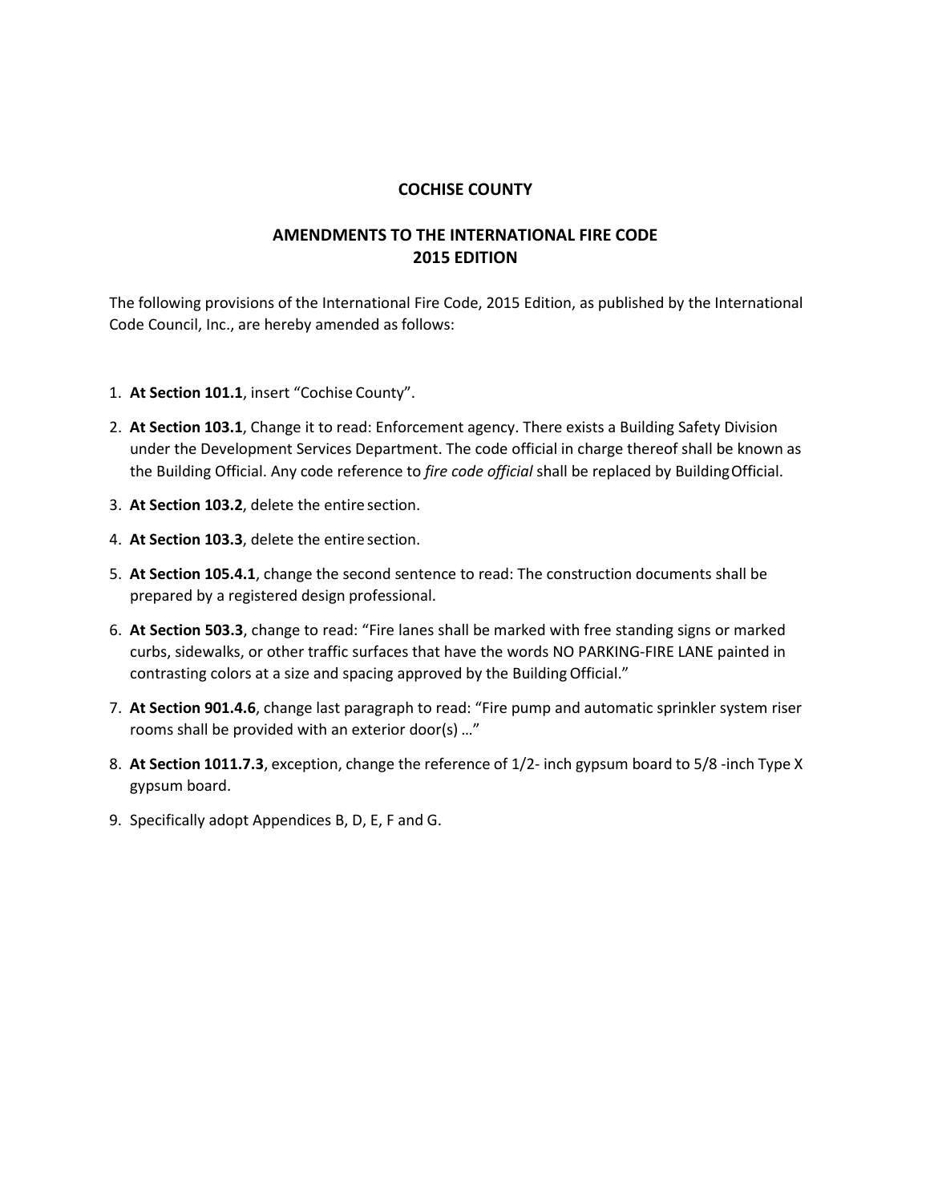# COCHISE COUNTY

## AMENDMENTS TO THE INTERNATIONAL FIRE CODE 2015 EDITION

The following provisions of the International Fire Code, 2015 Edition, as published by the International Code Council, Inc., are hereby amended as follows:

1. **At Section 101.1**, insert "Cochise County".
2. **At Section 103.1**, Change it to read: Enforcement agency. There exists a Building Safety Division under the Development Services Department. The code official in charge thereof shall be known as the Building Official. Any code reference to *fire code official* shall be replaced by Building Official.
3. **At Section 103.2**, delete the entire section.
4. **At Section 103.3**, delete the entire section.
5. **At Section 105.4.1**, change the second sentence to read: The construction documents shall be prepared by a registered design professional.
6. **At Section 503.3**, change to read: "Fire lanes shall be marked with free standing signs or marked curbs, sidewalks, or other traffic surfaces that have the words NO PARKING-FIRE LANE painted in contrasting colors at a size and spacing approved by the Building Official."
7. **At Section 901.4.6**, change last paragraph to read: "Fire pump and automatic sprinkler system riser rooms shall be provided with an exterior door(s) …"
8. **At Section 1011.7.3**, exception, change the reference of 1/2- inch gypsum board to 5/8 -inch Type X gypsum board.
9. Specifically adopt Appendices B, D, E, F and G.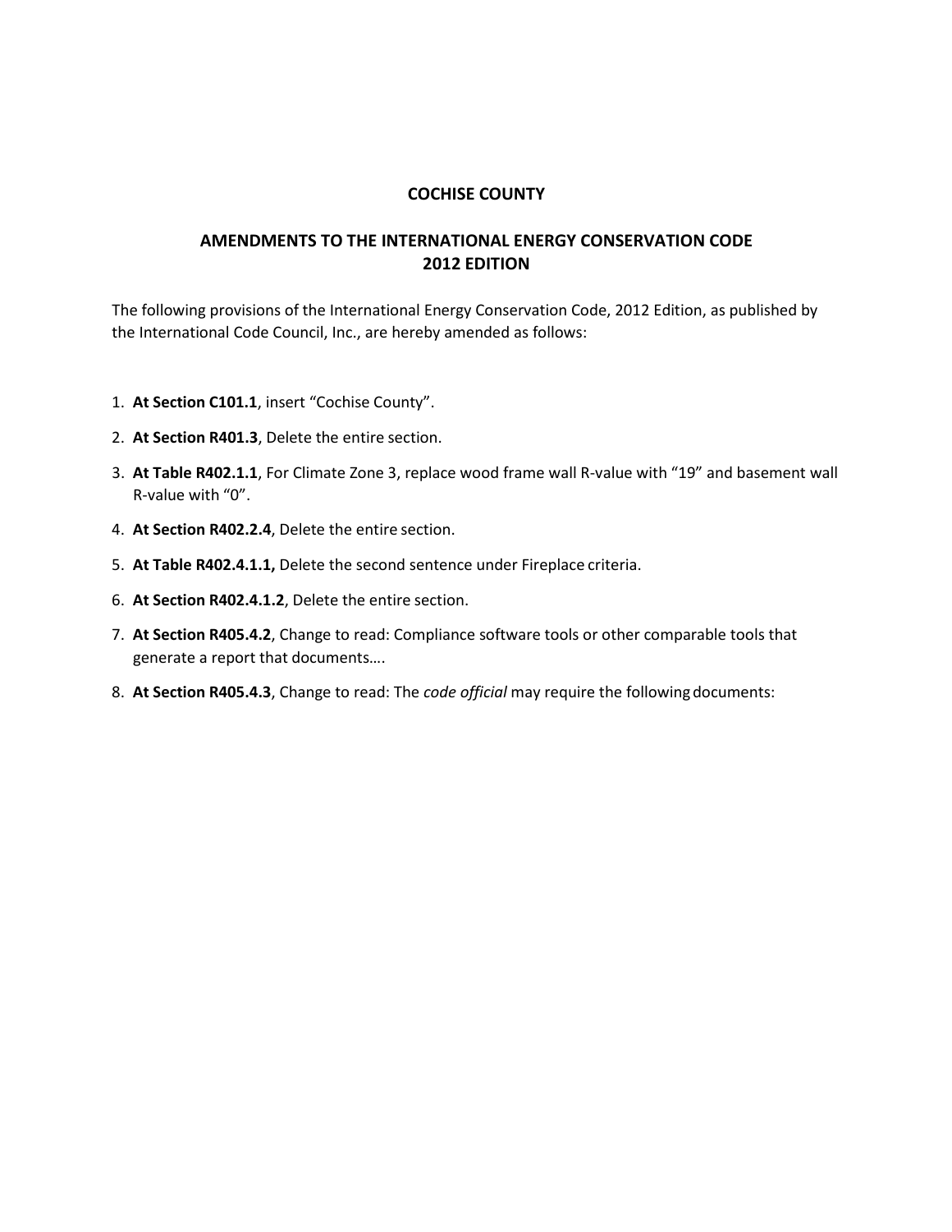# COCHISE COUNTY

## AMENDMENTS TO THE INTERNATIONAL ENERGY CONSERVATION CODE 2012 EDITION

The following provisions of the International Energy Conservation Code, 2012 Edition, as published by the International Code Council, Inc., are hereby amended as follows:

1. **At Section C101.1**, insert "Cochise County".
2. **At Section R401.3**, Delete the entire section.
3. **At Table R402.1.1**, For Climate Zone 3, replace wood frame wall R-value with "19" and basement wall R-value with "0".
4. **At Section R402.2.4**, Delete the entire section.
5. **At Table R402.4.1.1,** Delete the second sentence under Fireplace criteria.
6. **At Section R402.4.1.2**, Delete the entire section.
7. **At Section R405.4.2**, Change to read: Compliance software tools or other comparable tools that generate a report that documents….
8. **At Section R405.4.3**, Change to read: The *code official* may require the following documents: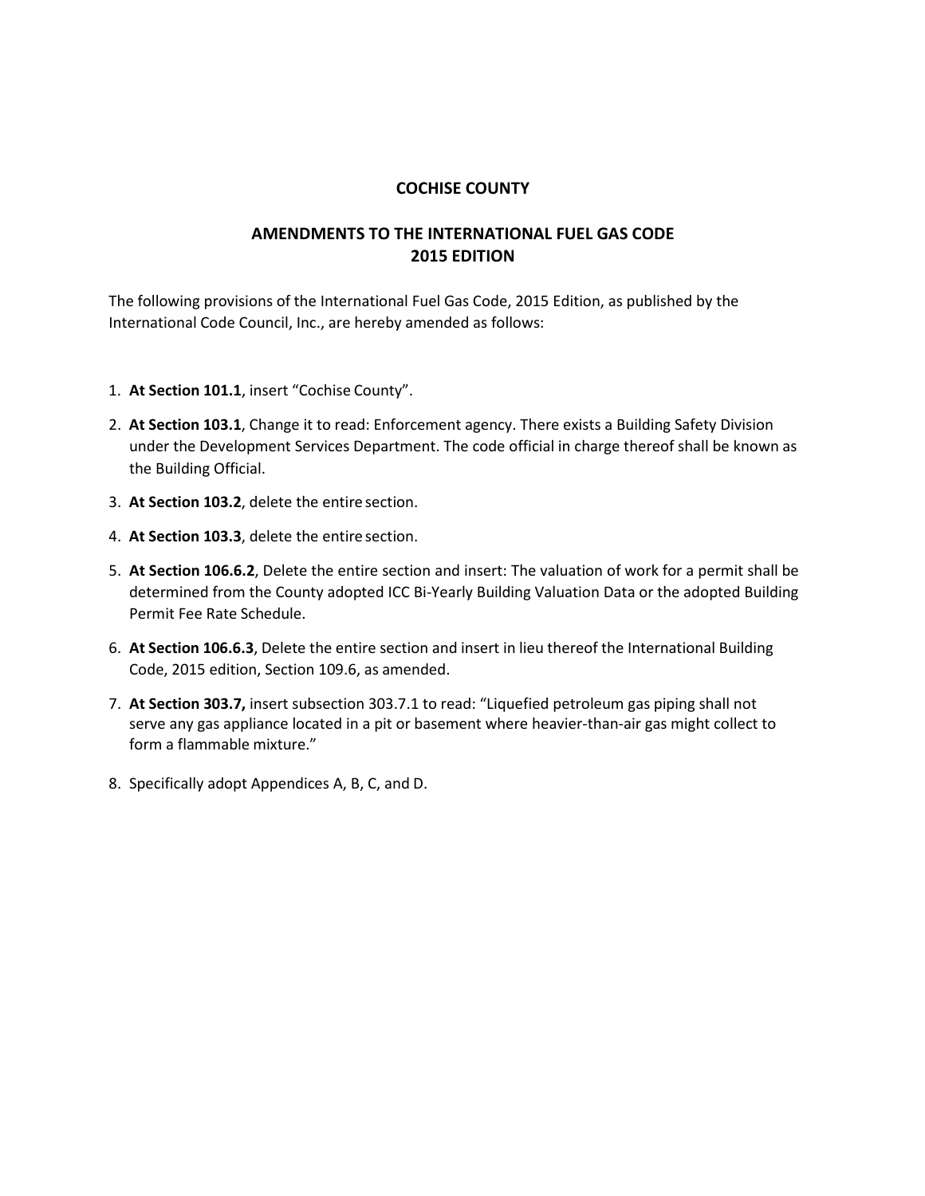# COCHISE COUNTY

## AMENDMENTS TO THE INTERNATIONAL FUEL GAS CODE 2015 EDITION

The following provisions of the International Fuel Gas Code, 2015 Edition, as published by the International Code Council, Inc., are hereby amended as follows:

1. **At Section 101.1**, insert "Cochise County".
2. **At Section 103.1**, Change it to read: Enforcement agency. There exists a Building Safety Division under the Development Services Department. The code official in charge thereof shall be known as the Building Official.
3. **At Section 103.2**, delete the entire section.
4. **At Section 103.3**, delete the entire section.
5. **At Section 106.6.2**, Delete the entire section and insert: The valuation of work for a permit shall be determined from the County adopted ICC Bi-Yearly Building Valuation Data or the adopted Building Permit Fee Rate Schedule.
6. **At Section 106.6.3**, Delete the entire section and insert in lieu thereof the International Building Code, 2015 edition, Section 109.6, as amended.
7. **At Section 303.7,** insert subsection 303.7.1 to read: "Liquefied petroleum gas piping shall not serve any gas appliance located in a pit or basement where heavier-than-air gas might collect to form a flammable mixture."
8. Specifically adopt Appendices A, B, C, and D.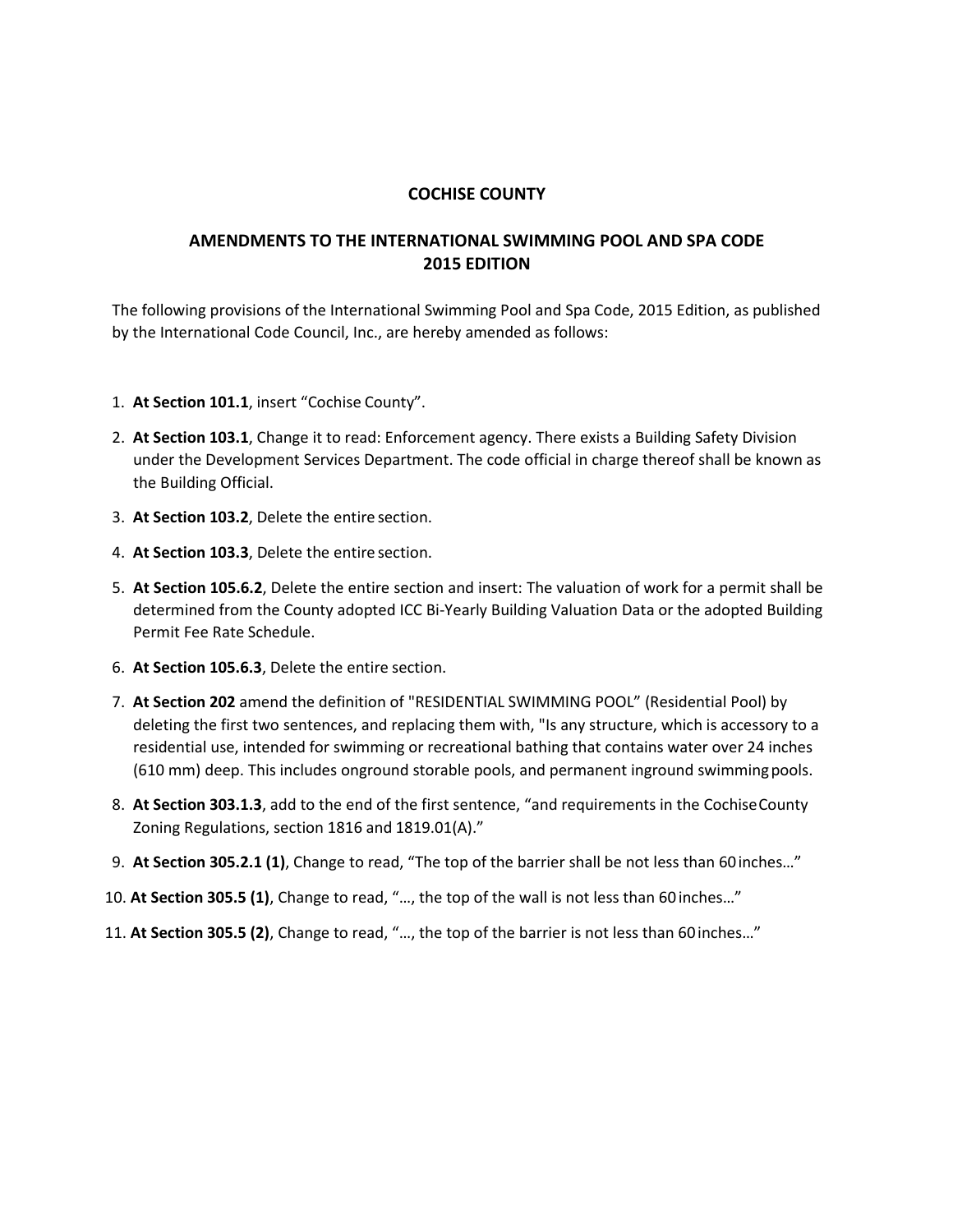# COCHISE COUNTY

## AMENDMENTS TO THE INTERNATIONAL SWIMMING POOL AND SPA CODE 2015 EDITION

The following provisions of the International Swimming Pool and Spa Code, 2015 Edition, as published by the International Code Council, Inc., are hereby amended as follows:

1. **At Section 101.1**, insert "Cochise County".
2. **At Section 103.1**, Change it to read: Enforcement agency. There exists a Building Safety Division under the Development Services Department. The code official in charge thereof shall be known as the Building Official.
3. **At Section 103.2**, Delete the entire section.
4. **At Section 103.3**, Delete the entire section.
5. **At Section 105.6.2**, Delete the entire section and insert: The valuation of work for a permit shall be determined from the County adopted ICC Bi-Yearly Building Valuation Data or the adopted Building Permit Fee Rate Schedule.
6. **At Section 105.6.3**, Delete the entire section.
7. **At Section 202** amend the definition of "RESIDENTIAL SWIMMING POOL" (Residential Pool) by deleting the first two sentences, and replacing them with, "Is any structure, which is accessory to a residential use, intended for swimming or recreational bathing that contains water over 24 inches (610 mm) deep. This includes onground storable pools, and permanent inground swimming pools.
8. **At Section 303.1.3**, add to the end of the first sentence, "and requirements in the Cochise County Zoning Regulations, section 1816 and 1819.01(A)."
9. **At Section 305.2.1 (1)**, Change to read, "The top of the barrier shall be not less than 60 inches…"
10. **At Section 305.5 (1)**, Change to read, "…, the top of the wall is not less than 60 inches…"
11. **At Section 305.5 (2)**, Change to read, "…, the top of the barrier is not less than 60 inches…"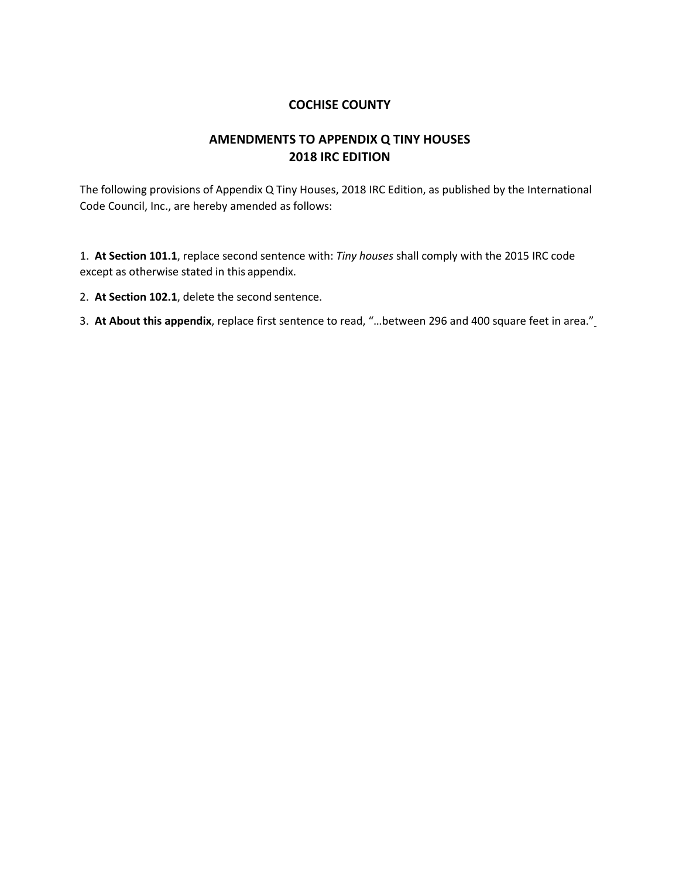## COCHISE COUNTY

## AMENDMENTS TO APPENDIX Q TINY HOUSES
## 2018 IRC EDITION

The following provisions of Appendix Q Tiny Houses, 2018 IRC Edition, as published by the International Code Council, Inc., are hereby amended as follows:

1. **At Section 101.1**, replace second sentence with: *Tiny houses* shall comply with the 2015 IRC code except as otherwise stated in this appendix.

2. **At Section 102.1**, delete the second sentence.

3. **At About this appendix**, replace first sentence to read, "…between 296 and 400 square feet in area."